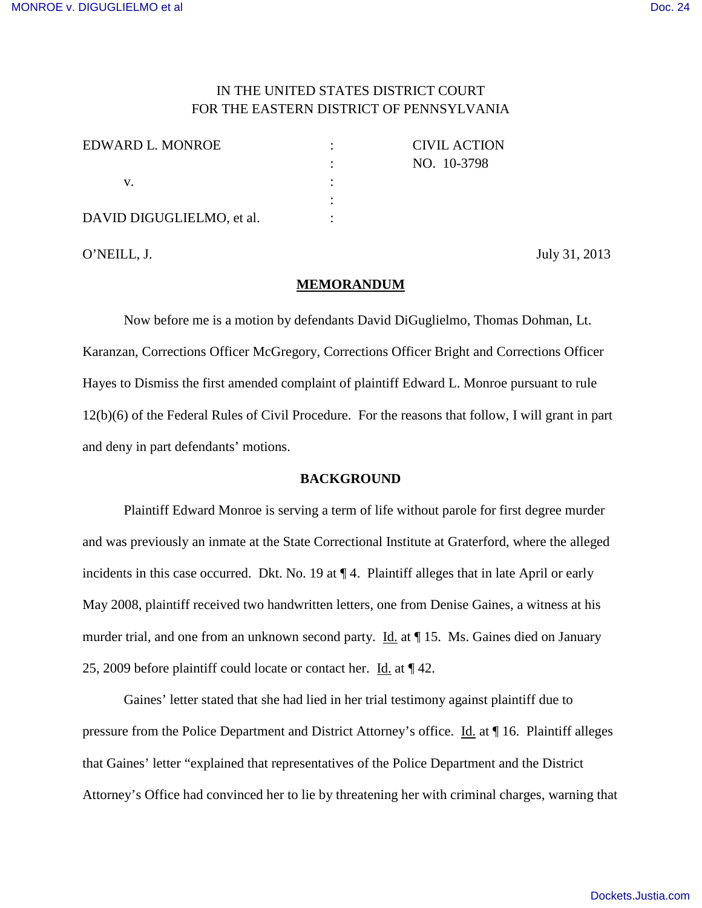IN THE UNITED STATES DISTRICT COURT
FOR THE EASTERN DISTRICT OF PENNSYLVANIA

| | | |
|---|---|---|
| EDWARD L. MONROE | : | CIVIL ACTION |
| | : | NO. 10-3798 |
| v. | : | |
| | : | |
| DAVID DIGUGLIELMO, et al. | : | |

O'NEILL, J. July 31, 2013

## MEMORANDUM

Now before me is a motion by defendants David DiGuglielmo, Thomas Dohman, Lt. Karanzan, Corrections Officer McGregory, Corrections Officer Bright and Corrections Officer Hayes to Dismiss the first amended complaint of plaintiff Edward L. Monroe pursuant to rule 12(b)(6) of the Federal Rules of Civil Procedure. For the reasons that follow, I will grant in part and deny in part defendants' motions.

## BACKGROUND

Plaintiff Edward Monroe is serving a term of life without parole for first degree murder and was previously an inmate at the State Correctional Institute at Graterford, where the alleged incidents in this case occurred. Dkt. No. 19 at ¶ 4. Plaintiff alleges that in late April or early May 2008, plaintiff received two handwritten letters, one from Denise Gaines, a witness at his murder trial, and one from an unknown second party. Id. at ¶ 15. Ms. Gaines died on January 25, 2009 before plaintiff could locate or contact her. Id. at ¶ 42.

Gaines' letter stated that she had lied in her trial testimony against plaintiff due to pressure from the Police Department and District Attorney's office. Id. at ¶ 16. Plaintiff alleges that Gaines' letter "explained that representatives of the Police Department and the District Attorney's Office had convinced her to lie by threatening her with criminal charges, warning that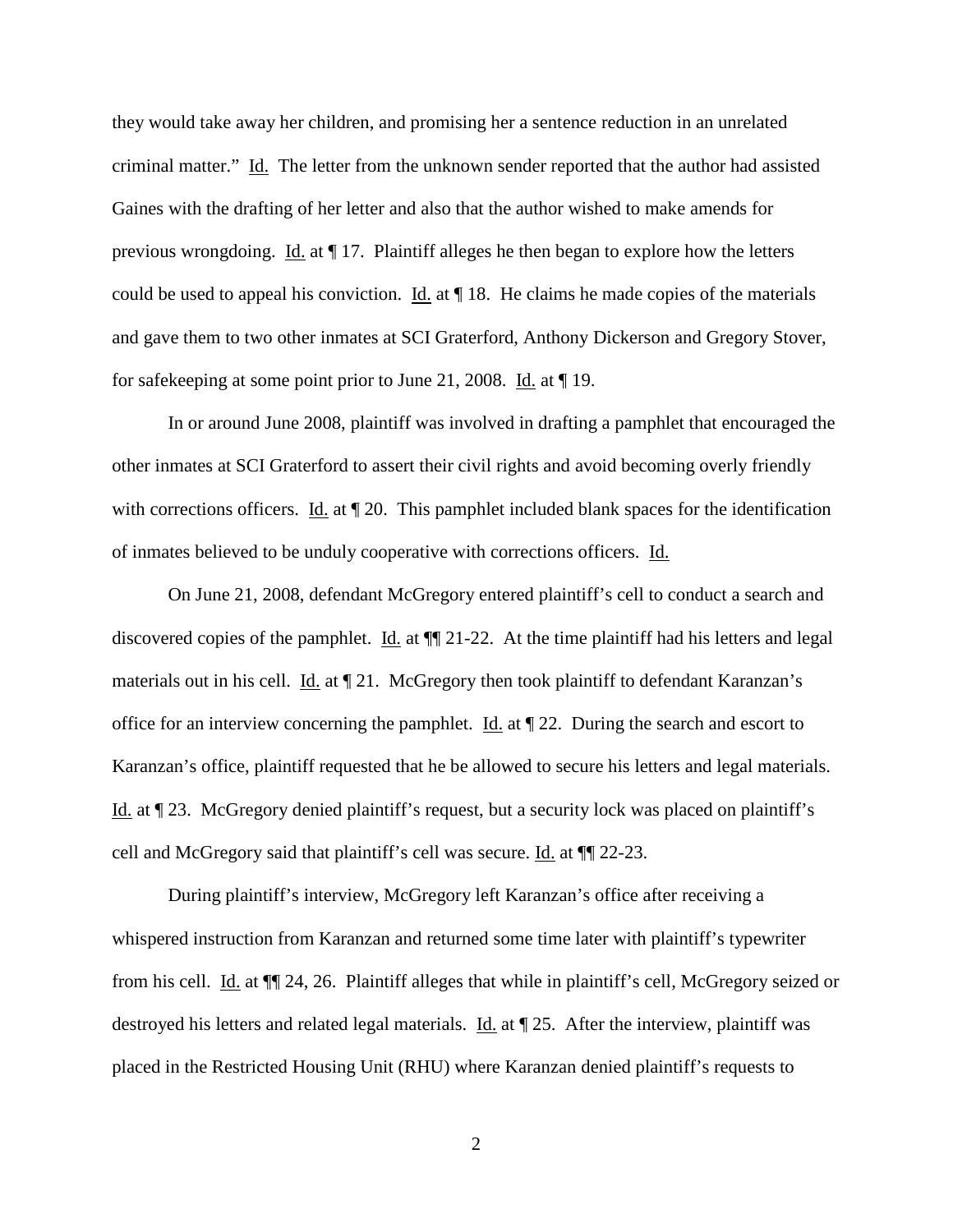they would take away her children, and promising her a sentence reduction in an unrelated criminal matter." Id. The letter from the unknown sender reported that the author had assisted Gaines with the drafting of her letter and also that the author wished to make amends for previous wrongdoing. Id. at ¶ 17. Plaintiff alleges he then began to explore how the letters could be used to appeal his conviction. Id. at ¶ 18. He claims he made copies of the materials and gave them to two other inmates at SCI Graterford, Anthony Dickerson and Gregory Stover, for safekeeping at some point prior to June 21, 2008. Id. at ¶ 19.

In or around June 2008, plaintiff was involved in drafting a pamphlet that encouraged the other inmates at SCI Graterford to assert their civil rights and avoid becoming overly friendly with corrections officers. Id. at ¶ 20. This pamphlet included blank spaces for the identification of inmates believed to be unduly cooperative with corrections officers. Id.

On June 21, 2008, defendant McGregory entered plaintiff's cell to conduct a search and discovered copies of the pamphlet. Id. at ¶¶ 21-22. At the time plaintiff had his letters and legal materials out in his cell. Id. at ¶ 21. McGregory then took plaintiff to defendant Karanzan's office for an interview concerning the pamphlet. Id. at ¶ 22. During the search and escort to Karanzan's office, plaintiff requested that he be allowed to secure his letters and legal materials. Id. at ¶ 23. McGregory denied plaintiff's request, but a security lock was placed on plaintiff's cell and McGregory said that plaintiff's cell was secure. Id. at ¶¶ 22-23.

During plaintiff's interview, McGregory left Karanzan's office after receiving a whispered instruction from Karanzan and returned some time later with plaintiff's typewriter from his cell. Id. at ¶¶ 24, 26. Plaintiff alleges that while in plaintiff's cell, McGregory seized or destroyed his letters and related legal materials. Id. at ¶ 25. After the interview, plaintiff was placed in the Restricted Housing Unit (RHU) where Karanzan denied plaintiff's requests to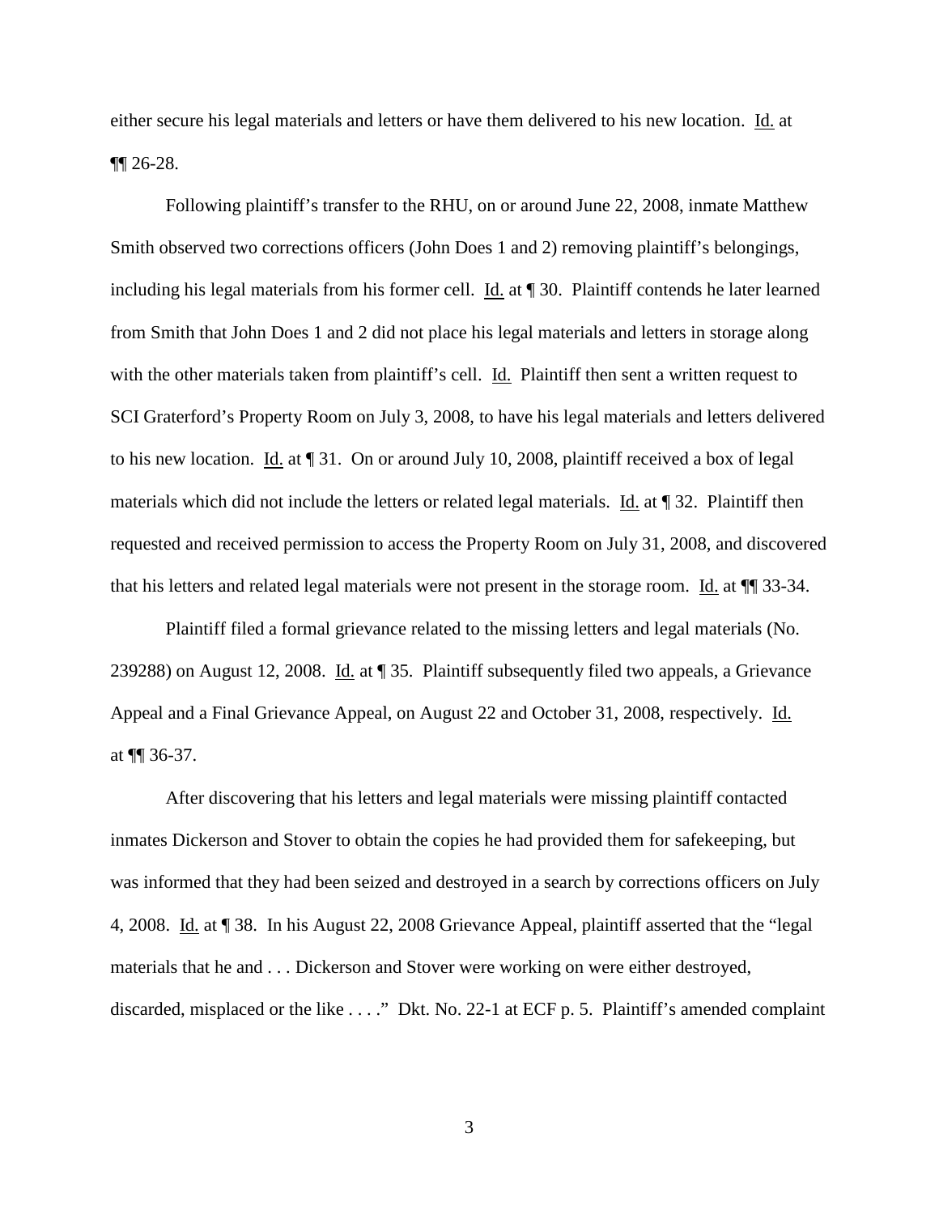either secure his legal materials and letters or have them delivered to his new location. Id. at ¶¶ 26-28.

Following plaintiff's transfer to the RHU, on or around June 22, 2008, inmate Matthew Smith observed two corrections officers (John Does 1 and 2) removing plaintiff's belongings, including his legal materials from his former cell. Id. at ¶ 30. Plaintiff contends he later learned from Smith that John Does 1 and 2 did not place his legal materials and letters in storage along with the other materials taken from plaintiff's cell. Id. Plaintiff then sent a written request to SCI Graterford's Property Room on July 3, 2008, to have his legal materials and letters delivered to his new location. Id. at ¶ 31. On or around July 10, 2008, plaintiff received a box of legal materials which did not include the letters or related legal materials. Id. at ¶ 32. Plaintiff then requested and received permission to access the Property Room on July 31, 2008, and discovered that his letters and related legal materials were not present in the storage room. Id. at ¶¶ 33-34.

Plaintiff filed a formal grievance related to the missing letters and legal materials (No. 239288) on August 12, 2008. Id. at ¶ 35. Plaintiff subsequently filed two appeals, a Grievance Appeal and a Final Grievance Appeal, on August 22 and October 31, 2008, respectively. Id. at ¶¶ 36-37.

After discovering that his letters and legal materials were missing plaintiff contacted inmates Dickerson and Stover to obtain the copies he had provided them for safekeeping, but was informed that they had been seized and destroyed in a search by corrections officers on July 4, 2008. Id. at ¶ 38. In his August 22, 2008 Grievance Appeal, plaintiff asserted that the "legal materials that he and . . . Dickerson and Stover were working on were either destroyed, discarded, misplaced or the like . . . ." Dkt. No. 22-1 at ECF p. 5. Plaintiff's amended complaint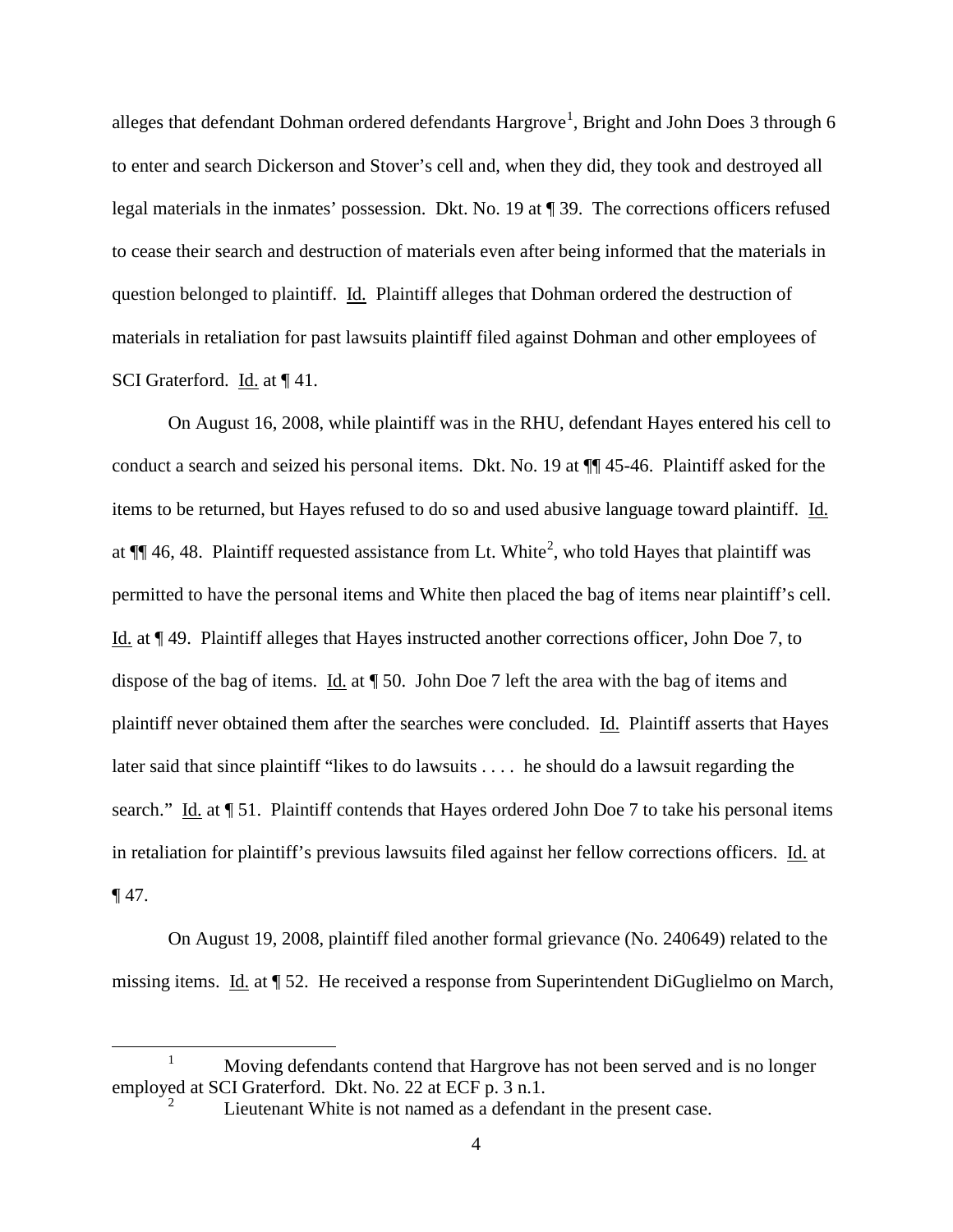alleges that defendant Dohman ordered defendants Hargrove[1], Bright and John Does 3 through 6 to enter and search Dickerson and Stover's cell and, when they did, they took and destroyed all legal materials in the inmates' possession. Dkt. No. 19 at ¶ 39. The corrections officers refused to cease their search and destruction of materials even after being informed that the materials in question belonged to plaintiff. Id. Plaintiff alleges that Dohman ordered the destruction of materials in retaliation for past lawsuits plaintiff filed against Dohman and other employees of SCI Graterford. Id. at ¶ 41.

On August 16, 2008, while plaintiff was in the RHU, defendant Hayes entered his cell to conduct a search and seized his personal items. Dkt. No. 19 at ¶¶ 45-46. Plaintiff asked for the items to be returned, but Hayes refused to do so and used abusive language toward plaintiff. Id. at ¶¶ 46, 48. Plaintiff requested assistance from Lt. White[2], who told Hayes that plaintiff was permitted to have the personal items and White then placed the bag of items near plaintiff's cell. Id. at ¶ 49. Plaintiff alleges that Hayes instructed another corrections officer, John Doe 7, to dispose of the bag of items. Id. at ¶ 50. John Doe 7 left the area with the bag of items and plaintiff never obtained them after the searches were concluded. Id. Plaintiff asserts that Hayes later said that since plaintiff "likes to do lawsuits . . . . he should do a lawsuit regarding the search." Id. at ¶ 51. Plaintiff contends that Hayes ordered John Doe 7 to take his personal items in retaliation for plaintiff's previous lawsuits filed against her fellow corrections officers. Id. at ¶ 47.

On August 19, 2008, plaintiff filed another formal grievance (No. 240649) related to the missing items. Id. at ¶ 52. He received a response from Superintendent DiGuglielmo on March,

---

[1] Moving defendants contend that Hargrove has not been served and is no longer employed at SCI Graterford. Dkt. No. 22 at ECF p. 3 n.1.

[2] Lieutenant White is not named as a defendant in the present case.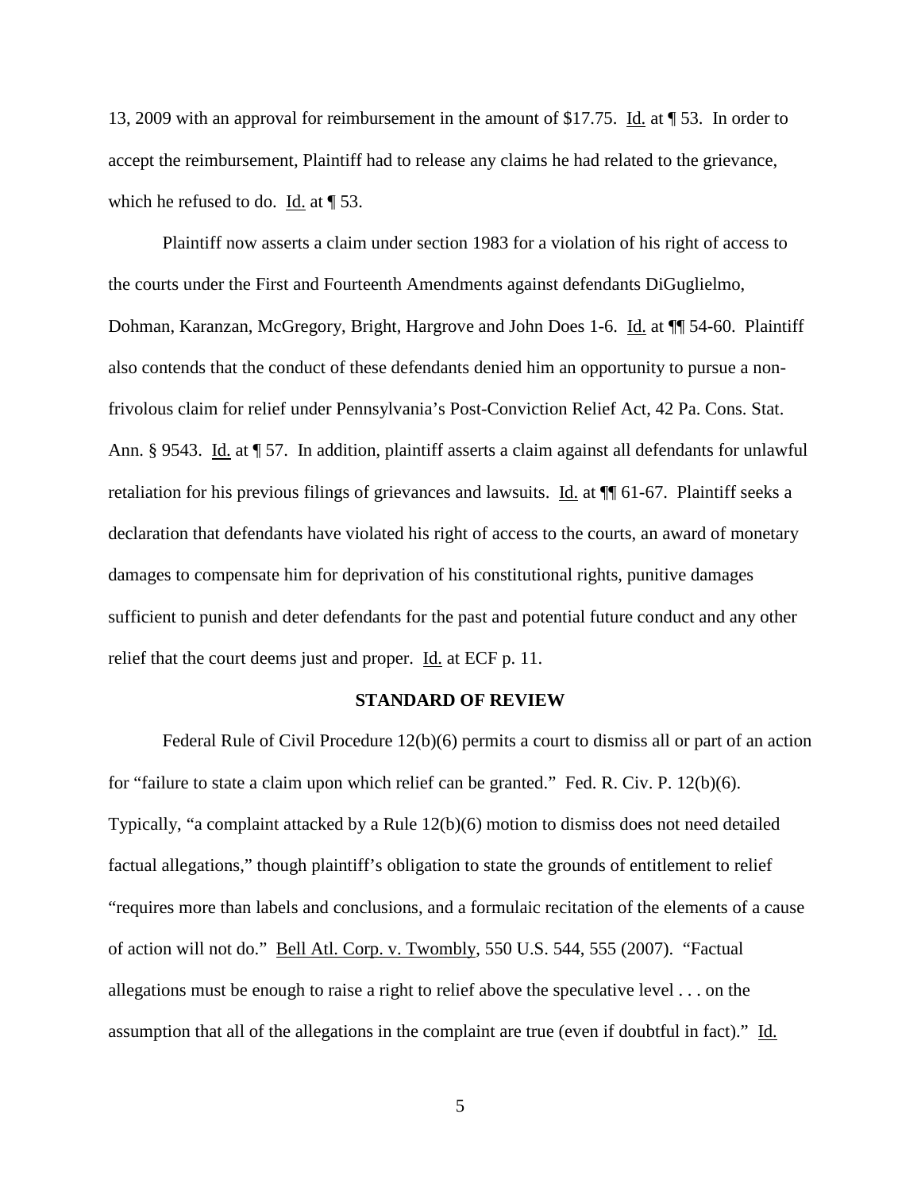13, 2009 with an approval for reimbursement in the amount of $17.75. Id. at ¶ 53. In order to accept the reimbursement, Plaintiff had to release any claims he had related to the grievance, which he refused to do. Id. at ¶ 53.

Plaintiff now asserts a claim under section 1983 for a violation of his right of access to the courts under the First and Fourteenth Amendments against defendants DiGuglielmo, Dohman, Karanzan, McGregory, Bright, Hargrove and John Does 1-6. Id. at ¶¶ 54-60. Plaintiff also contends that the conduct of these defendants denied him an opportunity to pursue a non-frivolous claim for relief under Pennsylvania's Post-Conviction Relief Act, 42 Pa. Cons. Stat. Ann. § 9543. Id. at ¶ 57. In addition, plaintiff asserts a claim against all defendants for unlawful retaliation for his previous filings of grievances and lawsuits. Id. at ¶¶ 61-67. Plaintiff seeks a declaration that defendants have violated his right of access to the courts, an award of monetary damages to compensate him for deprivation of his constitutional rights, punitive damages sufficient to punish and deter defendants for the past and potential future conduct and any other relief that the court deems just and proper. Id. at ECF p. 11.

## STANDARD OF REVIEW

Federal Rule of Civil Procedure 12(b)(6) permits a court to dismiss all or part of an action for "failure to state a claim upon which relief can be granted." Fed. R. Civ. P. 12(b)(6). Typically, "a complaint attacked by a Rule 12(b)(6) motion to dismiss does not need detailed factual allegations," though plaintiff's obligation to state the grounds of entitlement to relief "requires more than labels and conclusions, and a formulaic recitation of the elements of a cause of action will not do." Bell Atl. Corp. v. Twombly, 550 U.S. 544, 555 (2007). "Factual allegations must be enough to raise a right to relief above the speculative level . . . on the assumption that all of the allegations in the complaint are true (even if doubtful in fact)." Id.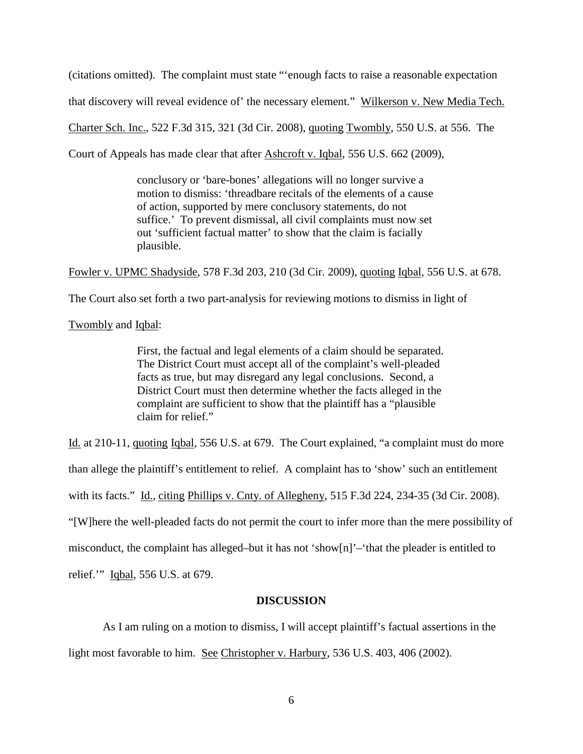(citations omitted). The complaint must state "'enough facts to raise a reasonable expectation that discovery will reveal evidence of' the necessary element." Wilkerson v. New Media Tech. Charter Sch. Inc., 522 F.3d 315, 321 (3d Cir. 2008), quoting Twombly, 550 U.S. at 556. The Court of Appeals has made clear that after Ashcroft v. Iqbal, 556 U.S. 662 (2009),

> conclusory or 'bare-bones' allegations will no longer survive a motion to dismiss: 'threadbare recitals of the elements of a cause of action, supported by mere conclusory statements, do not suffice.' To prevent dismissal, all civil complaints must now set out 'sufficient factual matter' to show that the claim is facially plausible.

Fowler v. UPMC Shadyside, 578 F.3d 203, 210 (3d Cir. 2009), quoting Iqbal, 556 U.S. at 678. The Court also set forth a two part-analysis for reviewing motions to dismiss in light of Twombly and Iqbal:

> First, the factual and legal elements of a claim should be separated. The District Court must accept all of the complaint's well-pleaded facts as true, but may disregard any legal conclusions. Second, a District Court must then determine whether the facts alleged in the complaint are sufficient to show that the plaintiff has a "plausible claim for relief."

Id. at 210-11, quoting Iqbal, 556 U.S. at 679. The Court explained, "a complaint must do more than allege the plaintiff's entitlement to relief. A complaint has to 'show' such an entitlement with its facts." Id., citing Phillips v. Cnty. of Allegheny, 515 F.3d 224, 234-35 (3d Cir. 2008). "[W]here the well-pleaded facts do not permit the court to infer more than the mere possibility of misconduct, the complaint has alleged–but it has not 'show[n]'–'that the pleader is entitled to relief.'" Iqbal, 556 U.S. at 679.

## DISCUSSION

As I am ruling on a motion to dismiss, I will accept plaintiff's factual assertions in the light most favorable to him. See Christopher v. Harbury, 536 U.S. 403, 406 (2002).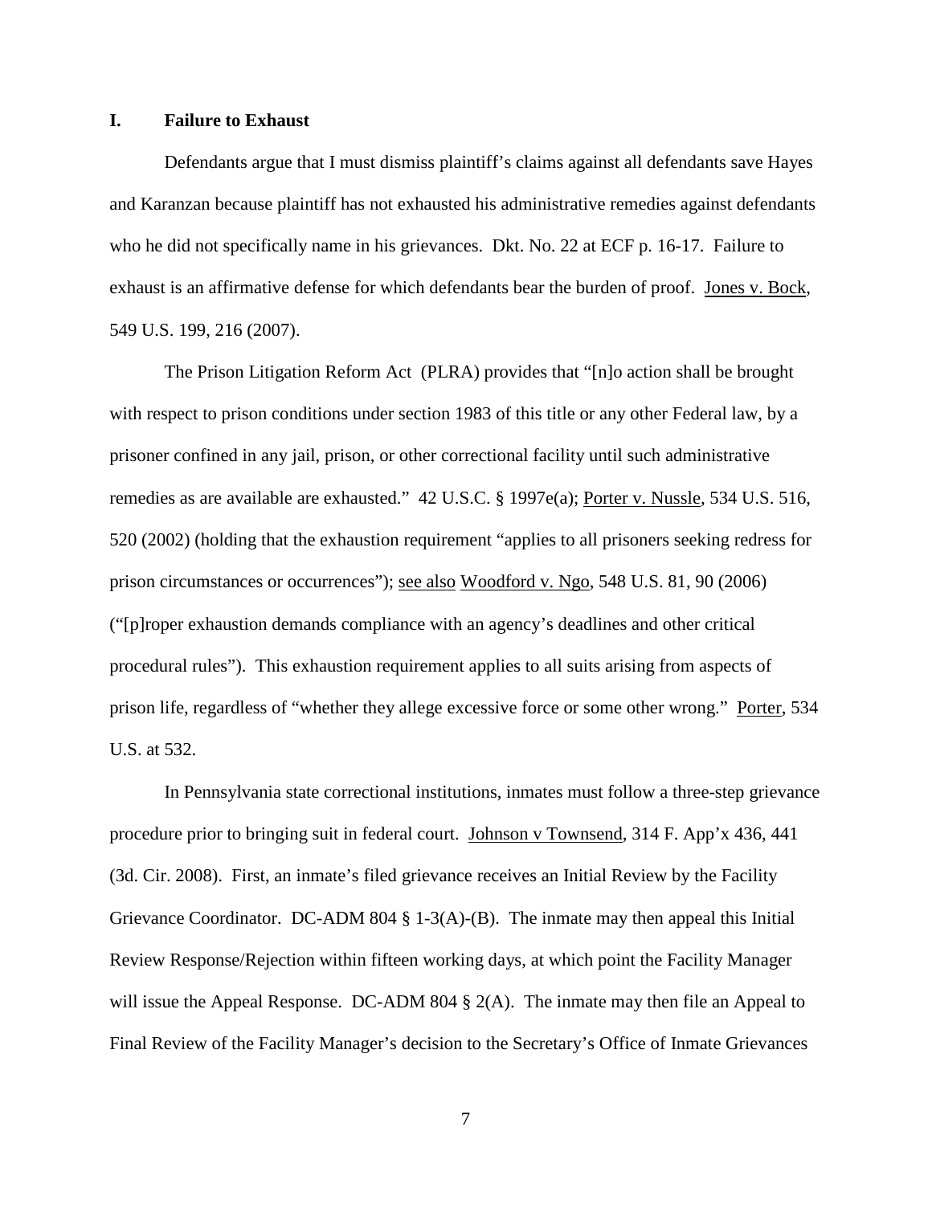## I. Failure to Exhaust

Defendants argue that I must dismiss plaintiff's claims against all defendants save Hayes and Karanzan because plaintiff has not exhausted his administrative remedies against defendants who he did not specifically name in his grievances. Dkt. No. 22 at ECF p. 16-17. Failure to exhaust is an affirmative defense for which defendants bear the burden of proof. Jones v. Bock, 549 U.S. 199, 216 (2007).

The Prison Litigation Reform Act (PLRA) provides that "[n]o action shall be brought with respect to prison conditions under section 1983 of this title or any other Federal law, by a prisoner confined in any jail, prison, or other correctional facility until such administrative remedies as are available are exhausted." 42 U.S.C. § 1997e(a); Porter v. Nussle, 534 U.S. 516, 520 (2002) (holding that the exhaustion requirement "applies to all prisoners seeking redress for prison circumstances or occurrences"); see also Woodford v. Ngo, 548 U.S. 81, 90 (2006) ("[p]roper exhaustion demands compliance with an agency's deadlines and other critical procedural rules"). This exhaustion requirement applies to all suits arising from aspects of prison life, regardless of "whether they allege excessive force or some other wrong." Porter, 534 U.S. at 532.

In Pennsylvania state correctional institutions, inmates must follow a three-step grievance procedure prior to bringing suit in federal court. Johnson v Townsend, 314 F. App'x 436, 441 (3d. Cir. 2008). First, an inmate's filed grievance receives an Initial Review by the Facility Grievance Coordinator. DC-ADM 804 § 1-3(A)-(B). The inmate may then appeal this Initial Review Response/Rejection within fifteen working days, at which point the Facility Manager will issue the Appeal Response. DC-ADM 804 § 2(A). The inmate may then file an Appeal to Final Review of the Facility Manager's decision to the Secretary's Office of Inmate Grievances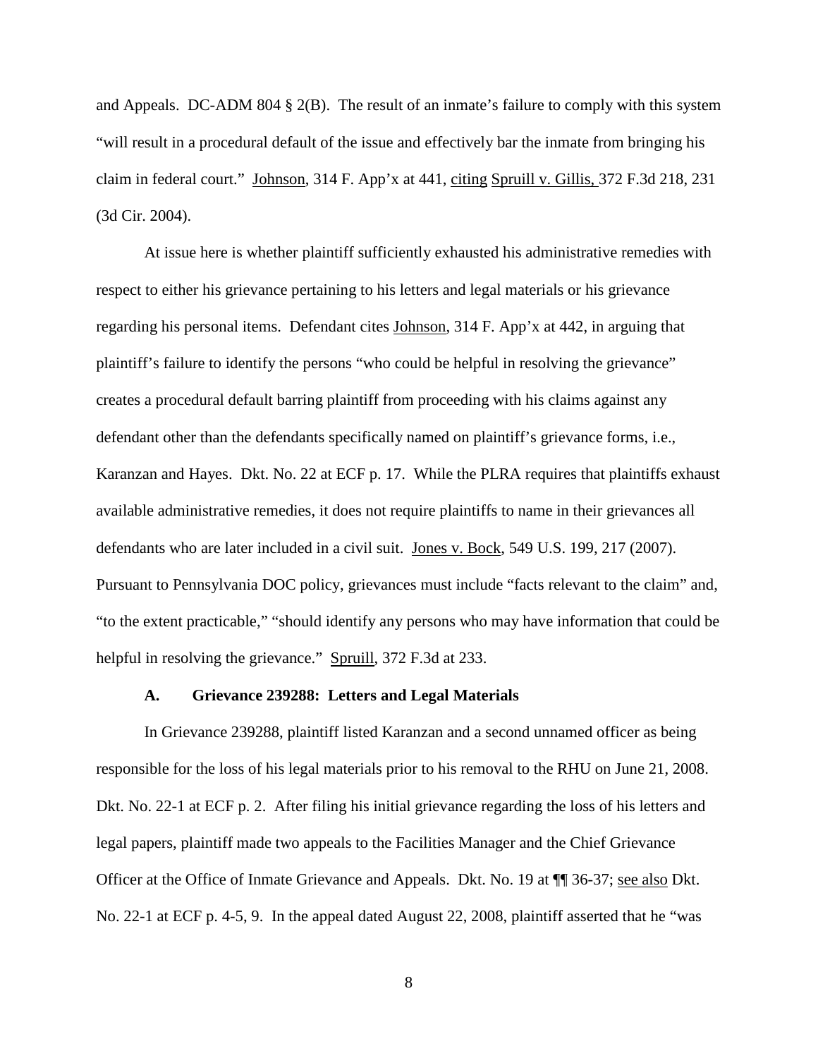and Appeals. DC-ADM 804 § 2(B). The result of an inmate's failure to comply with this system "will result in a procedural default of the issue and effectively bar the inmate from bringing his claim in federal court." Johnson, 314 F. App'x at 441, citing Spruill v. Gillis, 372 F.3d 218, 231 (3d Cir. 2004).

At issue here is whether plaintiff sufficiently exhausted his administrative remedies with respect to either his grievance pertaining to his letters and legal materials or his grievance regarding his personal items. Defendant cites Johnson, 314 F. App'x at 442, in arguing that plaintiff's failure to identify the persons "who could be helpful in resolving the grievance" creates a procedural default barring plaintiff from proceeding with his claims against any defendant other than the defendants specifically named on plaintiff's grievance forms, i.e., Karanzan and Hayes. Dkt. No. 22 at ECF p. 17. While the PLRA requires that plaintiffs exhaust available administrative remedies, it does not require plaintiffs to name in their grievances all defendants who are later included in a civil suit. Jones v. Bock, 549 U.S. 199, 217 (2007). Pursuant to Pennsylvania DOC policy, grievances must include "facts relevant to the claim" and, "to the extent practicable," "should identify any persons who may have information that could be helpful in resolving the grievance." Spruill, 372 F.3d at 233.

### A. Grievance 239288: Letters and Legal Materials

In Grievance 239288, plaintiff listed Karanzan and a second unnamed officer as being responsible for the loss of his legal materials prior to his removal to the RHU on June 21, 2008. Dkt. No. 22-1 at ECF p. 2. After filing his initial grievance regarding the loss of his letters and legal papers, plaintiff made two appeals to the Facilities Manager and the Chief Grievance Officer at the Office of Inmate Grievance and Appeals. Dkt. No. 19 at ¶¶ 36-37; see also Dkt. No. 22-1 at ECF p. 4-5, 9. In the appeal dated August 22, 2008, plaintiff asserted that he "was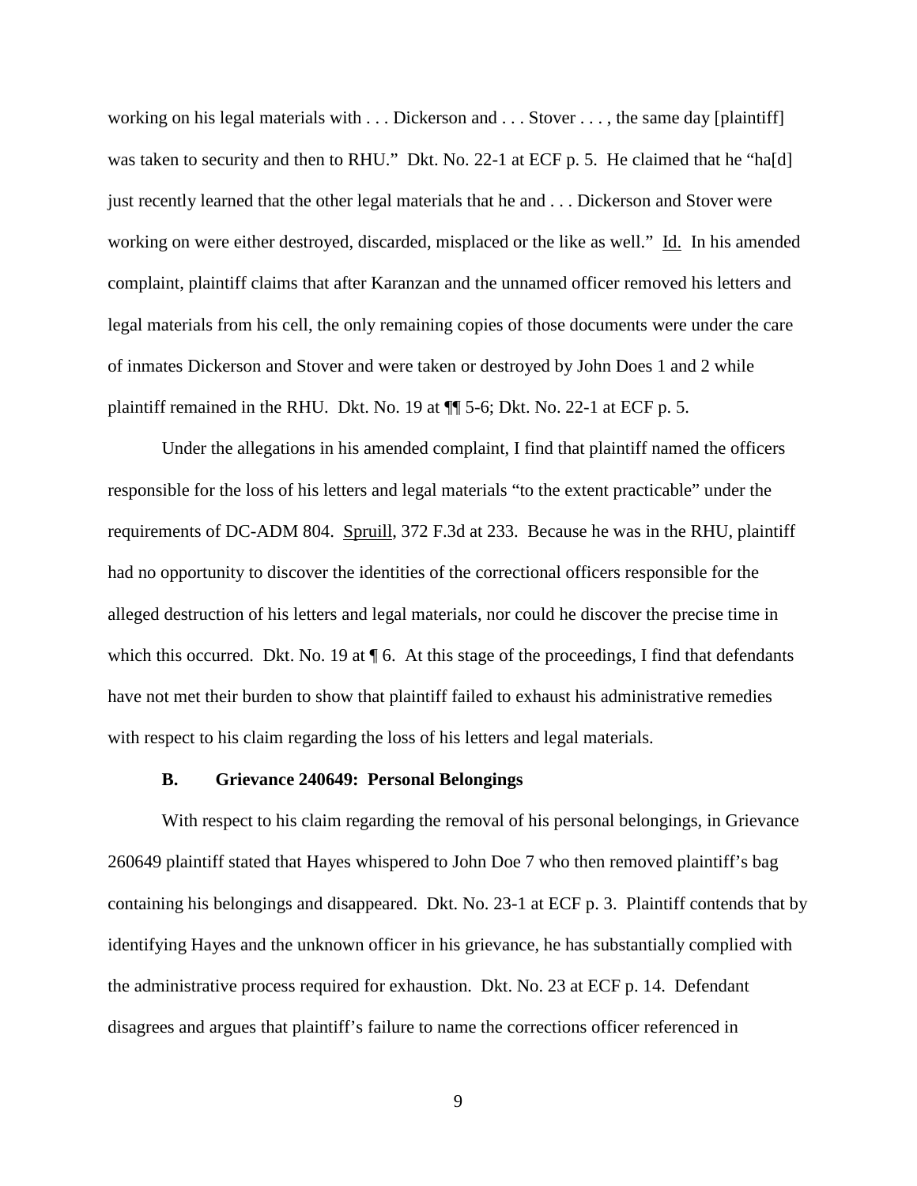working on his legal materials with . . . Dickerson and . . . Stover . . . , the same day [plaintiff] was taken to security and then to RHU." Dkt. No. 22-1 at ECF p. 5. He claimed that he "ha[d] just recently learned that the other legal materials that he and . . . Dickerson and Stover were working on were either destroyed, discarded, misplaced or the like as well." Id. In his amended complaint, plaintiff claims that after Karanzan and the unnamed officer removed his letters and legal materials from his cell, the only remaining copies of those documents were under the care of inmates Dickerson and Stover and were taken or destroyed by John Does 1 and 2 while plaintiff remained in the RHU. Dkt. No. 19 at ¶¶ 5-6; Dkt. No. 22-1 at ECF p. 5.

Under the allegations in his amended complaint, I find that plaintiff named the officers responsible for the loss of his letters and legal materials "to the extent practicable" under the requirements of DC-ADM 804. Spruill, 372 F.3d at 233. Because he was in the RHU, plaintiff had no opportunity to discover the identities of the correctional officers responsible for the alleged destruction of his letters and legal materials, nor could he discover the precise time in which this occurred. Dkt. No. 19 at ¶ 6. At this stage of the proceedings, I find that defendants have not met their burden to show that plaintiff failed to exhaust his administrative remedies with respect to his claim regarding the loss of his letters and legal materials.

### B. Grievance 240649: Personal Belongings

With respect to his claim regarding the removal of his personal belongings, in Grievance 260649 plaintiff stated that Hayes whispered to John Doe 7 who then removed plaintiff's bag containing his belongings and disappeared. Dkt. No. 23-1 at ECF p. 3. Plaintiff contends that by identifying Hayes and the unknown officer in his grievance, he has substantially complied with the administrative process required for exhaustion. Dkt. No. 23 at ECF p. 14. Defendant disagrees and argues that plaintiff's failure to name the corrections officer referenced in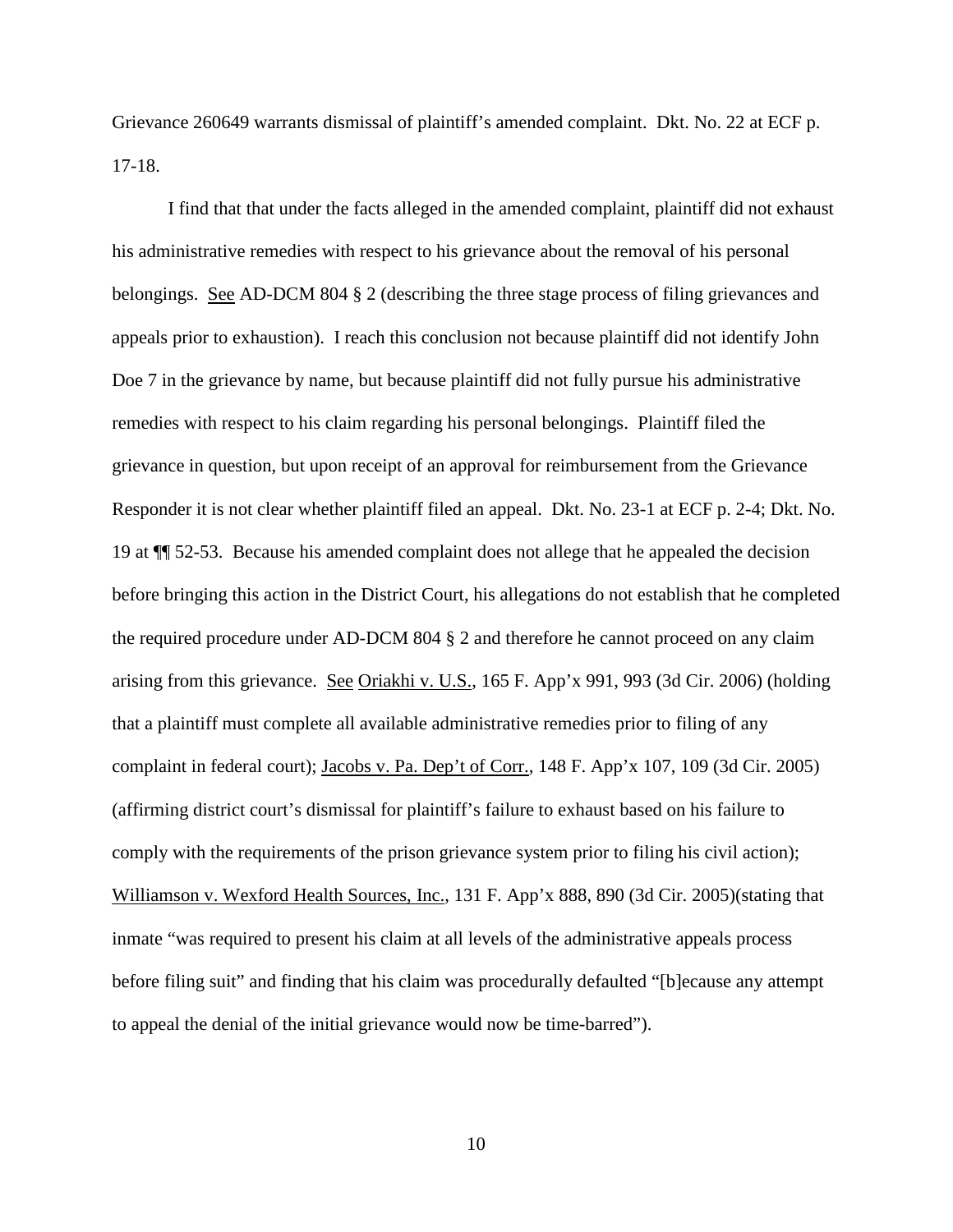Grievance 260649 warrants dismissal of plaintiff's amended complaint. Dkt. No. 22 at ECF p. 17-18.

I find that that under the facts alleged in the amended complaint, plaintiff did not exhaust his administrative remedies with respect to his grievance about the removal of his personal belongings. See AD-DCM 804 § 2 (describing the three stage process of filing grievances and appeals prior to exhaustion). I reach this conclusion not because plaintiff did not identify John Doe 7 in the grievance by name, but because plaintiff did not fully pursue his administrative remedies with respect to his claim regarding his personal belongings. Plaintiff filed the grievance in question, but upon receipt of an approval for reimbursement from the Grievance Responder it is not clear whether plaintiff filed an appeal. Dkt. No. 23-1 at ECF p. 2-4; Dkt. No. 19 at ¶¶ 52-53. Because his amended complaint does not allege that he appealed the decision before bringing this action in the District Court, his allegations do not establish that he completed the required procedure under AD-DCM 804 § 2 and therefore he cannot proceed on any claim arising from this grievance. See Oriakhi v. U.S., 165 F. App'x 991, 993 (3d Cir. 2006) (holding that a plaintiff must complete all available administrative remedies prior to filing of any complaint in federal court); Jacobs v. Pa. Dep't of Corr., 148 F. App'x 107, 109 (3d Cir. 2005) (affirming district court's dismissal for plaintiff's failure to exhaust based on his failure to comply with the requirements of the prison grievance system prior to filing his civil action); Williamson v. Wexford Health Sources, Inc., 131 F. App'x 888, 890 (3d Cir. 2005)(stating that inmate "was required to present his claim at all levels of the administrative appeals process before filing suit" and finding that his claim was procedurally defaulted "[b]ecause any attempt to appeal the denial of the initial grievance would now be time-barred").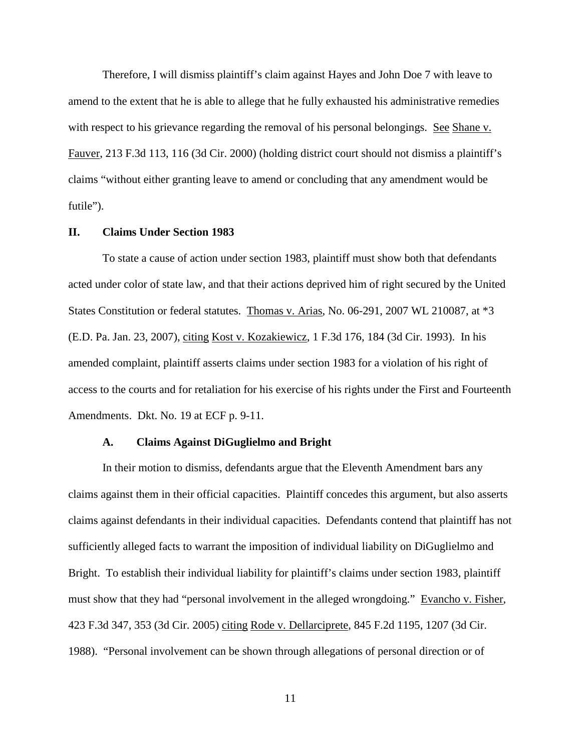Therefore, I will dismiss plaintiff's claim against Hayes and John Doe 7 with leave to amend to the extent that he is able to allege that he fully exhausted his administrative remedies with respect to his grievance regarding the removal of his personal belongings. See Shane v. Fauver, 213 F.3d 113, 116 (3d Cir. 2000) (holding district court should not dismiss a plaintiff's claims "without either granting leave to amend or concluding that any amendment would be futile").

## II. Claims Under Section 1983

To state a cause of action under section 1983, plaintiff must show both that defendants acted under color of state law, and that their actions deprived him of right secured by the United States Constitution or federal statutes. Thomas v. Arias, No. 06-291, 2007 WL 210087, at *3 (E.D. Pa. Jan. 23, 2007), citing Kost v. Kozakiewicz, 1 F.3d 176, 184 (3d Cir. 1993). In his amended complaint, plaintiff asserts claims under section 1983 for a violation of his right of access to the courts and for retaliation for his exercise of his rights under the First and Fourteenth Amendments. Dkt. No. 19 at ECF p. 9-11.

### A. Claims Against DiGuglielmo and Bright

In their motion to dismiss, defendants argue that the Eleventh Amendment bars any claims against them in their official capacities. Plaintiff concedes this argument, but also asserts claims against defendants in their individual capacities. Defendants contend that plaintiff has not sufficiently alleged facts to warrant the imposition of individual liability on DiGuglielmo and Bright. To establish their individual liability for plaintiff's claims under section 1983, plaintiff must show that they had "personal involvement in the alleged wrongdoing." Evancho v. Fisher, 423 F.3d 347, 353 (3d Cir. 2005) citing Rode v. Dellarciprete, 845 F.2d 1195, 1207 (3d Cir. 1988). "Personal involvement can be shown through allegations of personal direction or of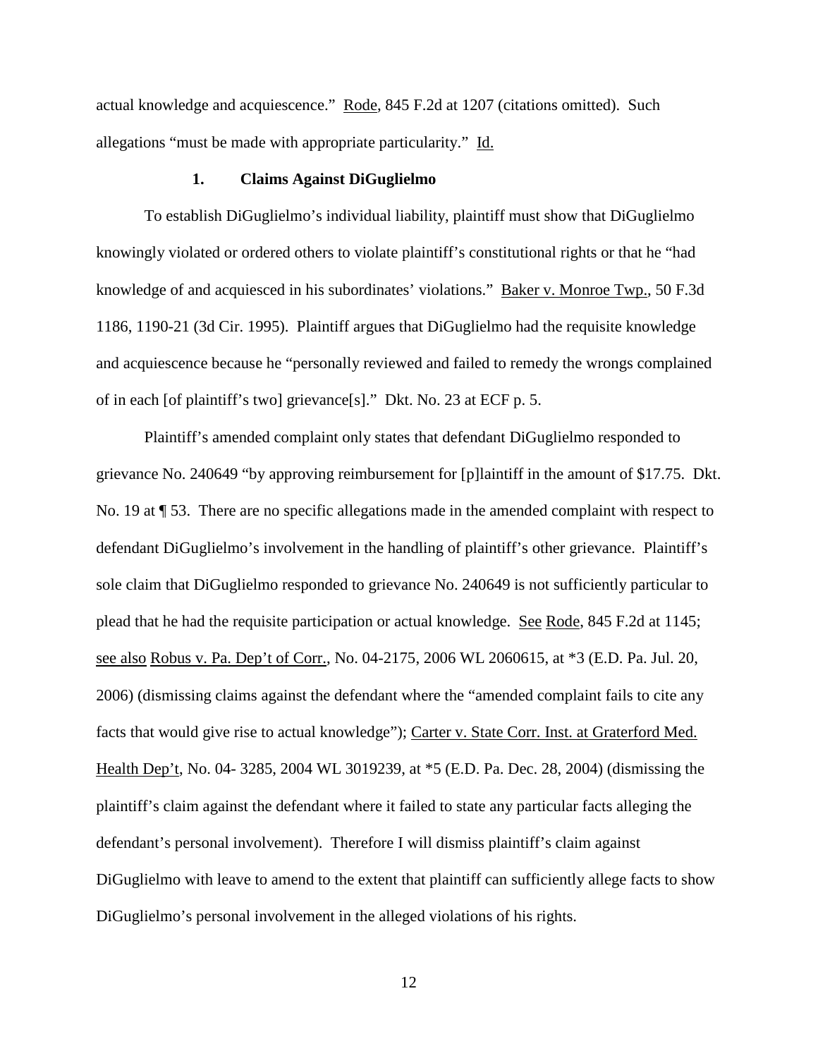actual knowledge and acquiescence." Rode, 845 F.2d at 1207 (citations omitted). Such allegations "must be made with appropriate particularity." Id.

### 1. Claims Against DiGuglielmo

To establish DiGuglielmo's individual liability, plaintiff must show that DiGuglielmo knowingly violated or ordered others to violate plaintiff's constitutional rights or that he "had knowledge of and acquiesced in his subordinates' violations." Baker v. Monroe Twp., 50 F.3d 1186, 1190-21 (3d Cir. 1995). Plaintiff argues that DiGuglielmo had the requisite knowledge and acquiescence because he "personally reviewed and failed to remedy the wrongs complained of in each [of plaintiff's two] grievance[s]." Dkt. No. 23 at ECF p. 5.

Plaintiff's amended complaint only states that defendant DiGuglielmo responded to grievance No. 240649 "by approving reimbursement for [p]laintiff in the amount of $17.75. Dkt. No. 19 at ¶ 53. There are no specific allegations made in the amended complaint with respect to defendant DiGuglielmo's involvement in the handling of plaintiff's other grievance. Plaintiff's sole claim that DiGuglielmo responded to grievance No. 240649 is not sufficiently particular to plead that he had the requisite participation or actual knowledge. See Rode, 845 F.2d at 1145; see also Robus v. Pa. Dep't of Corr., No. 04-2175, 2006 WL 2060615, at *3 (E.D. Pa. Jul. 20, 2006) (dismissing claims against the defendant where the "amended complaint fails to cite any facts that would give rise to actual knowledge"); Carter v. State Corr. Inst. at Graterford Med. Health Dep't, No. 04- 3285, 2004 WL 3019239, at *5 (E.D. Pa. Dec. 28, 2004) (dismissing the plaintiff's claim against the defendant where it failed to state any particular facts alleging the defendant's personal involvement). Therefore I will dismiss plaintiff's claim against DiGuglielmo with leave to amend to the extent that plaintiff can sufficiently allege facts to show DiGuglielmo's personal involvement in the alleged violations of his rights.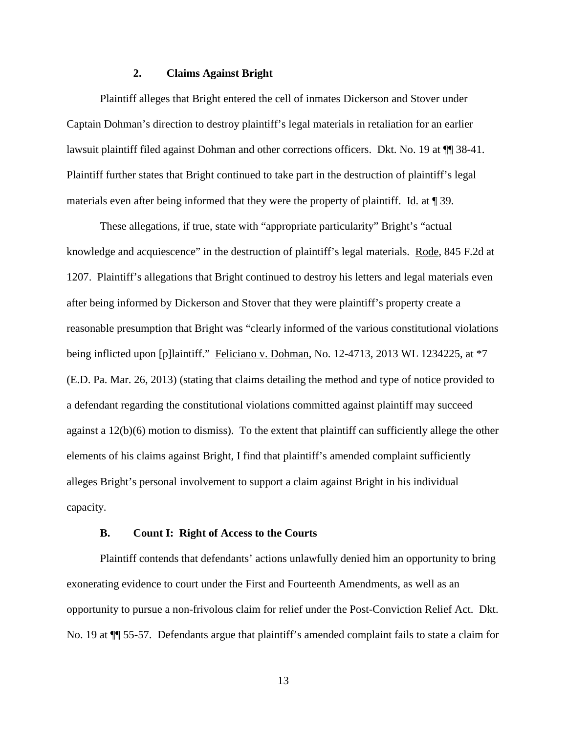### 2. Claims Against Bright

Plaintiff alleges that Bright entered the cell of inmates Dickerson and Stover under Captain Dohman's direction to destroy plaintiff's legal materials in retaliation for an earlier lawsuit plaintiff filed against Dohman and other corrections officers. Dkt. No. 19 at ¶¶ 38-41. Plaintiff further states that Bright continued to take part in the destruction of plaintiff's legal materials even after being informed that they were the property of plaintiff. Id. at ¶ 39.

These allegations, if true, state with "appropriate particularity" Bright's "actual knowledge and acquiescence" in the destruction of plaintiff's legal materials. Rode, 845 F.2d at 1207. Plaintiff's allegations that Bright continued to destroy his letters and legal materials even after being informed by Dickerson and Stover that they were plaintiff's property create a reasonable presumption that Bright was "clearly informed of the various constitutional violations being inflicted upon [p]laintiff." Feliciano v. Dohman, No. 12-4713, 2013 WL 1234225, at *7 (E.D. Pa. Mar. 26, 2013) (stating that claims detailing the method and type of notice provided to a defendant regarding the constitutional violations committed against plaintiff may succeed against a 12(b)(6) motion to dismiss). To the extent that plaintiff can sufficiently allege the other elements of his claims against Bright, I find that plaintiff's amended complaint sufficiently alleges Bright's personal involvement to support a claim against Bright in his individual capacity.

### B. Count I: Right of Access to the Courts

Plaintiff contends that defendants' actions unlawfully denied him an opportunity to bring exonerating evidence to court under the First and Fourteenth Amendments, as well as an opportunity to pursue a non-frivolous claim for relief under the Post-Conviction Relief Act. Dkt. No. 19 at ¶¶ 55-57. Defendants argue that plaintiff's amended complaint fails to state a claim for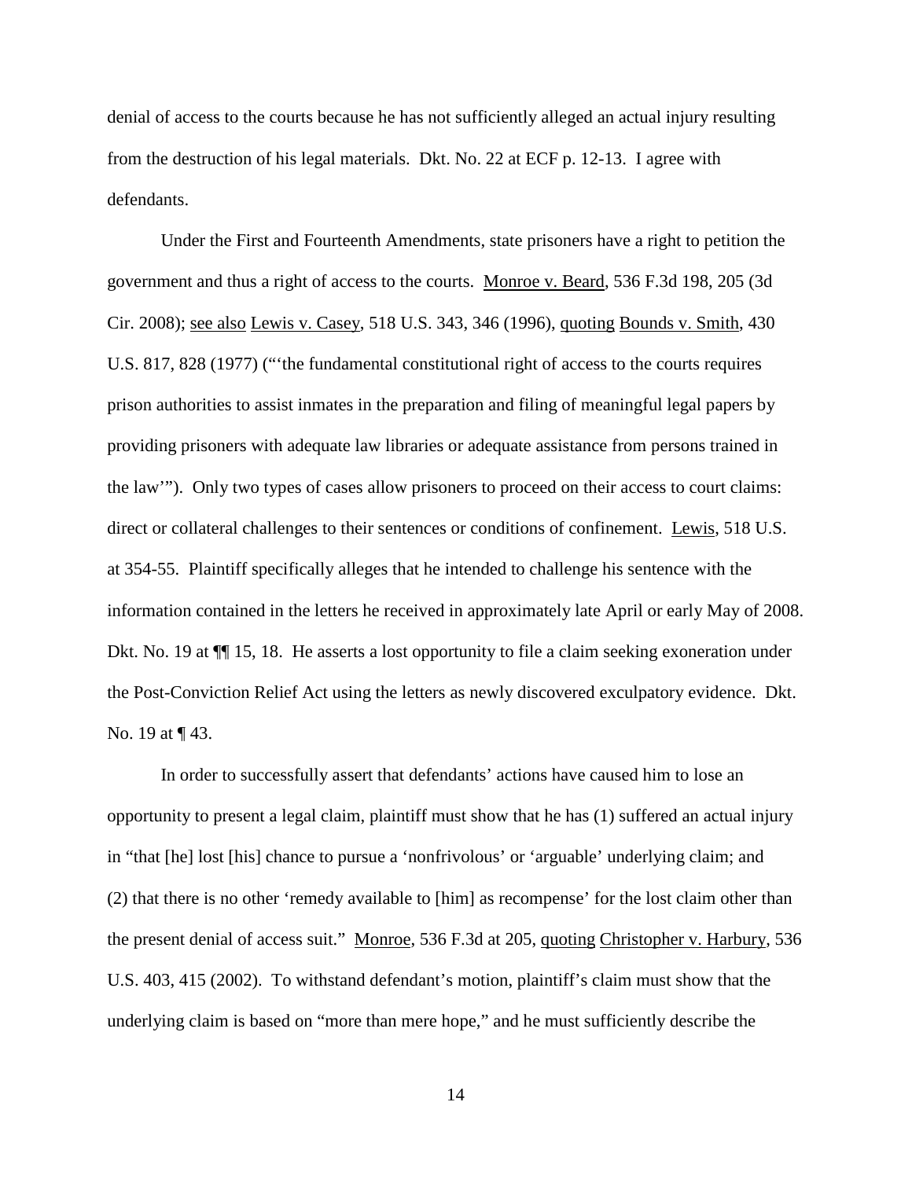denial of access to the courts because he has not sufficiently alleged an actual injury resulting from the destruction of his legal materials. Dkt. No. 22 at ECF p. 12-13. I agree with defendants.

Under the First and Fourteenth Amendments, state prisoners have a right to petition the government and thus a right of access to the courts. Monroe v. Beard, 536 F.3d 198, 205 (3d Cir. 2008); see also Lewis v. Casey, 518 U.S. 343, 346 (1996), quoting Bounds v. Smith, 430 U.S. 817, 828 (1977) ("'the fundamental constitutional right of access to the courts requires prison authorities to assist inmates in the preparation and filing of meaningful legal papers by providing prisoners with adequate law libraries or adequate assistance from persons trained in the law'"). Only two types of cases allow prisoners to proceed on their access to court claims: direct or collateral challenges to their sentences or conditions of confinement. Lewis, 518 U.S. at 354-55. Plaintiff specifically alleges that he intended to challenge his sentence with the information contained in the letters he received in approximately late April or early May of 2008. Dkt. No. 19 at ¶¶ 15, 18. He asserts a lost opportunity to file a claim seeking exoneration under the Post-Conviction Relief Act using the letters as newly discovered exculpatory evidence. Dkt. No. 19 at ¶ 43.

In order to successfully assert that defendants' actions have caused him to lose an opportunity to present a legal claim, plaintiff must show that he has (1) suffered an actual injury in "that [he] lost [his] chance to pursue a 'nonfrivolous' or 'arguable' underlying claim; and (2) that there is no other 'remedy available to [him] as recompense' for the lost claim other than the present denial of access suit." Monroe, 536 F.3d at 205, quoting Christopher v. Harbury, 536 U.S. 403, 415 (2002). To withstand defendant's motion, plaintiff's claim must show that the underlying claim is based on "more than mere hope," and he must sufficiently describe the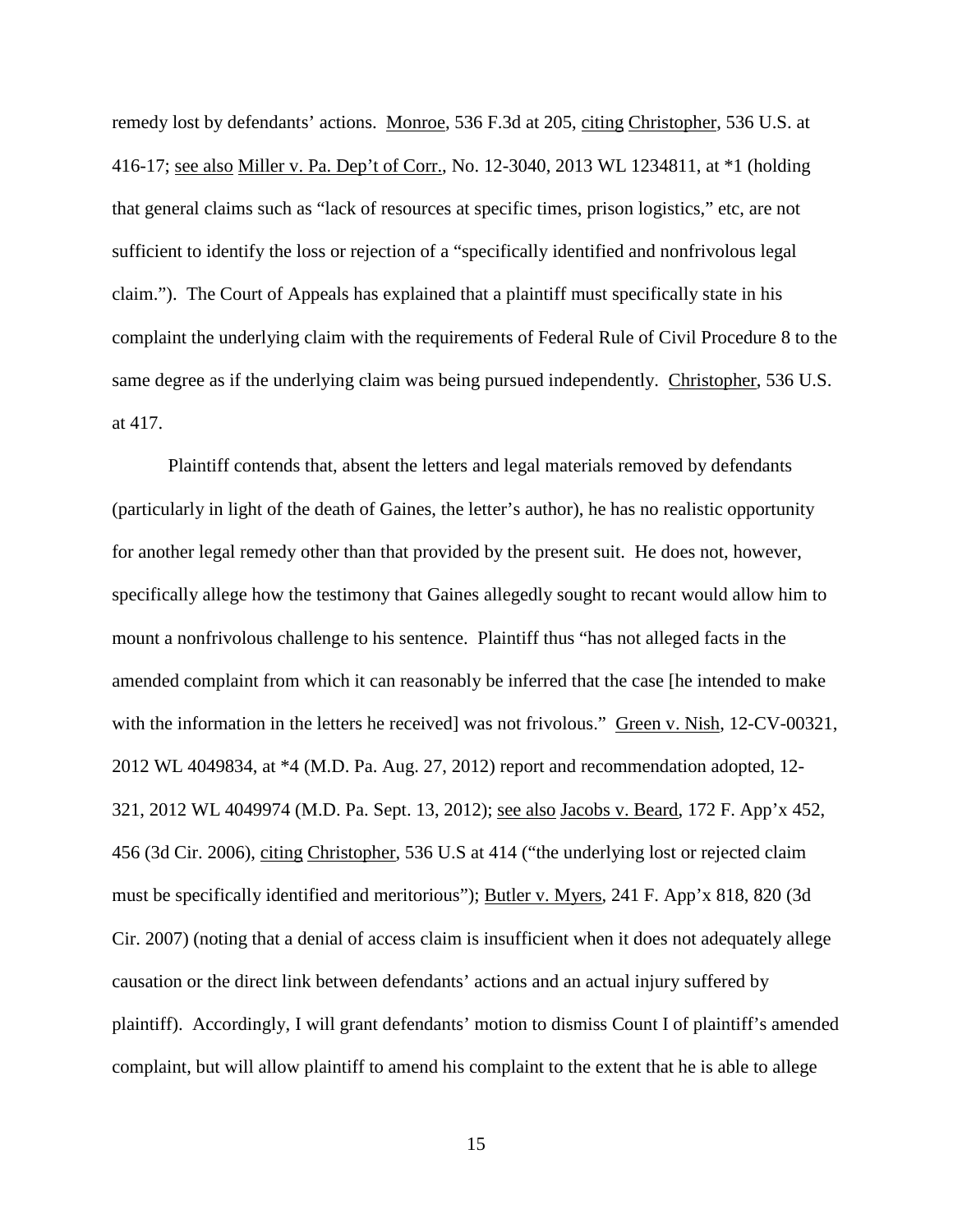remedy lost by defendants' actions. Monroe, 536 F.3d at 205, citing Christopher, 536 U.S. at 416-17; see also Miller v. Pa. Dep't of Corr., No. 12-3040, 2013 WL 1234811, at *1 (holding that general claims such as "lack of resources at specific times, prison logistics," etc, are not sufficient to identify the loss or rejection of a "specifically identified and nonfrivolous legal claim."). The Court of Appeals has explained that a plaintiff must specifically state in his complaint the underlying claim with the requirements of Federal Rule of Civil Procedure 8 to the same degree as if the underlying claim was being pursued independently. Christopher, 536 U.S. at 417.

Plaintiff contends that, absent the letters and legal materials removed by defendants (particularly in light of the death of Gaines, the letter's author), he has no realistic opportunity for another legal remedy other than that provided by the present suit. He does not, however, specifically allege how the testimony that Gaines allegedly sought to recant would allow him to mount a nonfrivolous challenge to his sentence. Plaintiff thus "has not alleged facts in the amended complaint from which it can reasonably be inferred that the case [he intended to make with the information in the letters he received] was not frivolous." Green v. Nish, 12-CV-00321, 2012 WL 4049834, at *4 (M.D. Pa. Aug. 27, 2012) report and recommendation adopted, 12-321, 2012 WL 4049974 (M.D. Pa. Sept. 13, 2012); see also Jacobs v. Beard, 172 F. App'x 452, 456 (3d Cir. 2006), citing Christopher, 536 U.S at 414 ("the underlying lost or rejected claim must be specifically identified and meritorious"); Butler v. Myers, 241 F. App'x 818, 820 (3d Cir. 2007) (noting that a denial of access claim is insufficient when it does not adequately allege causation or the direct link between defendants' actions and an actual injury suffered by plaintiff). Accordingly, I will grant defendants' motion to dismiss Count I of plaintiff's amended complaint, but will allow plaintiff to amend his complaint to the extent that he is able to allege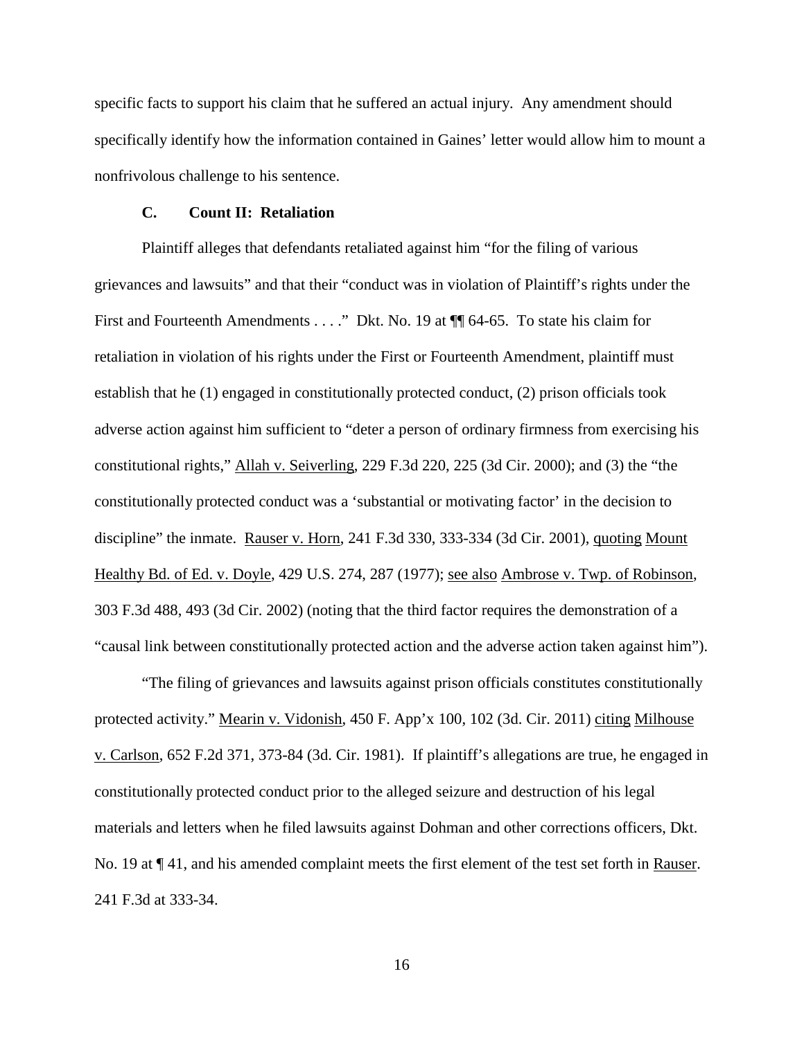specific facts to support his claim that he suffered an actual injury. Any amendment should specifically identify how the information contained in Gaines' letter would allow him to mount a nonfrivolous challenge to his sentence.

### C. Count II: Retaliation

Plaintiff alleges that defendants retaliated against him "for the filing of various grievances and lawsuits" and that their "conduct was in violation of Plaintiff's rights under the First and Fourteenth Amendments . . . ." Dkt. No. 19 at ¶¶ 64-65. To state his claim for retaliation in violation of his rights under the First or Fourteenth Amendment, plaintiff must establish that he (1) engaged in constitutionally protected conduct, (2) prison officials took adverse action against him sufficient to "deter a person of ordinary firmness from exercising his constitutional rights," Allah v. Seiverling, 229 F.3d 220, 225 (3d Cir. 2000); and (3) the "the constitutionally protected conduct was a 'substantial or motivating factor' in the decision to discipline" the inmate. Rauser v. Horn, 241 F.3d 330, 333-334 (3d Cir. 2001), quoting Mount Healthy Bd. of Ed. v. Doyle, 429 U.S. 274, 287 (1977); see also Ambrose v. Twp. of Robinson, 303 F.3d 488, 493 (3d Cir. 2002) (noting that the third factor requires the demonstration of a "causal link between constitutionally protected action and the adverse action taken against him").

"The filing of grievances and lawsuits against prison officials constitutes constitutionally protected activity." Mearin v. Vidonish, 450 F. App'x 100, 102 (3d. Cir. 2011) citing Milhouse v. Carlson, 652 F.2d 371, 373-84 (3d. Cir. 1981). If plaintiff's allegations are true, he engaged in constitutionally protected conduct prior to the alleged seizure and destruction of his legal materials and letters when he filed lawsuits against Dohman and other corrections officers, Dkt. No. 19 at ¶ 41, and his amended complaint meets the first element of the test set forth in Rauser. 241 F.3d at 333-34.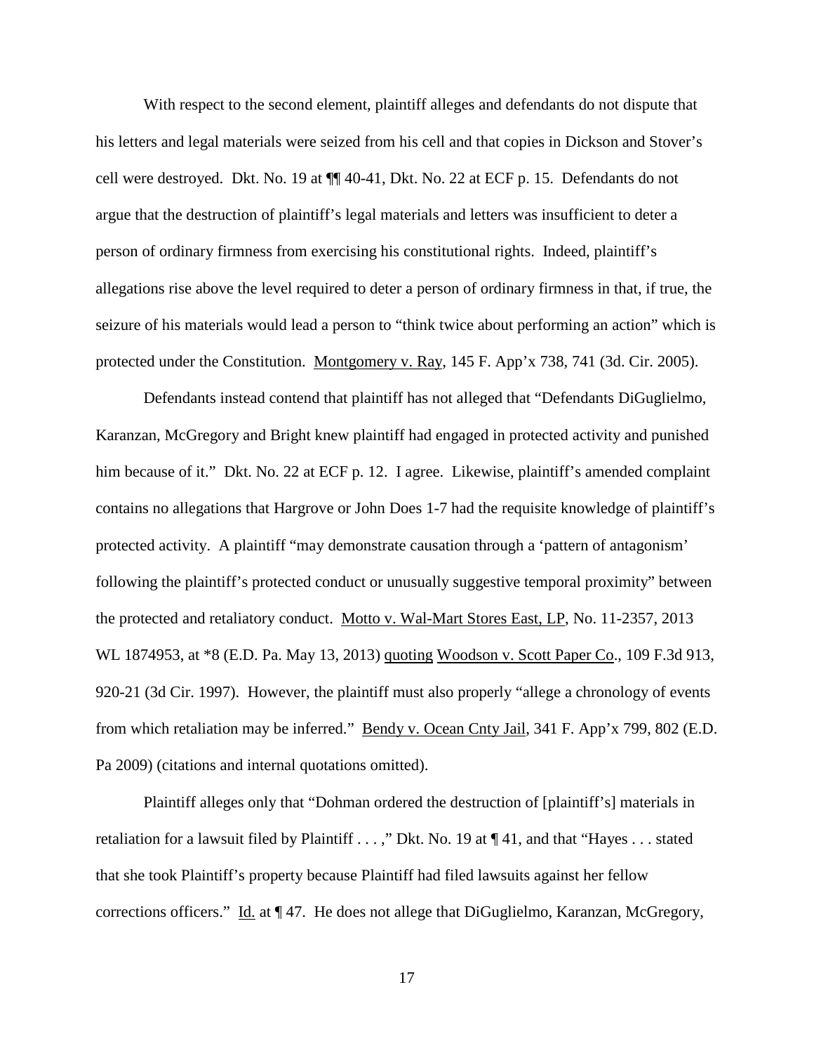With respect to the second element, plaintiff alleges and defendants do not dispute that his letters and legal materials were seized from his cell and that copies in Dickson and Stover's cell were destroyed. Dkt. No. 19 at ¶¶ 40-41, Dkt. No. 22 at ECF p. 15. Defendants do not argue that the destruction of plaintiff's legal materials and letters was insufficient to deter a person of ordinary firmness from exercising his constitutional rights. Indeed, plaintiff's allegations rise above the level required to deter a person of ordinary firmness in that, if true, the seizure of his materials would lead a person to "think twice about performing an action" which is protected under the Constitution. Montgomery v. Ray, 145 F. App'x 738, 741 (3d. Cir. 2005).

Defendants instead contend that plaintiff has not alleged that "Defendants DiGuglielmo, Karanzan, McGregory and Bright knew plaintiff had engaged in protected activity and punished him because of it." Dkt. No. 22 at ECF p. 12. I agree. Likewise, plaintiff's amended complaint contains no allegations that Hargrove or John Does 1-7 had the requisite knowledge of plaintiff's protected activity. A plaintiff "may demonstrate causation through a 'pattern of antagonism' following the plaintiff's protected conduct or unusually suggestive temporal proximity" between the protected and retaliatory conduct. Motto v. Wal-Mart Stores East, LP, No. 11-2357, 2013 WL 1874953, at *8 (E.D. Pa. May 13, 2013) quoting Woodson v. Scott Paper Co., 109 F.3d 913, 920-21 (3d Cir. 1997). However, the plaintiff must also properly "allege a chronology of events from which retaliation may be inferred." Bendy v. Ocean Cnty Jail, 341 F. App'x 799, 802 (E.D. Pa 2009) (citations and internal quotations omitted).

Plaintiff alleges only that "Dohman ordered the destruction of [plaintiff's] materials in retaliation for a lawsuit filed by Plaintiff . . . ," Dkt. No. 19 at ¶ 41, and that "Hayes . . . stated that she took Plaintiff's property because Plaintiff had filed lawsuits against her fellow corrections officers." Id. at ¶ 47. He does not allege that DiGuglielmo, Karanzan, McGregory,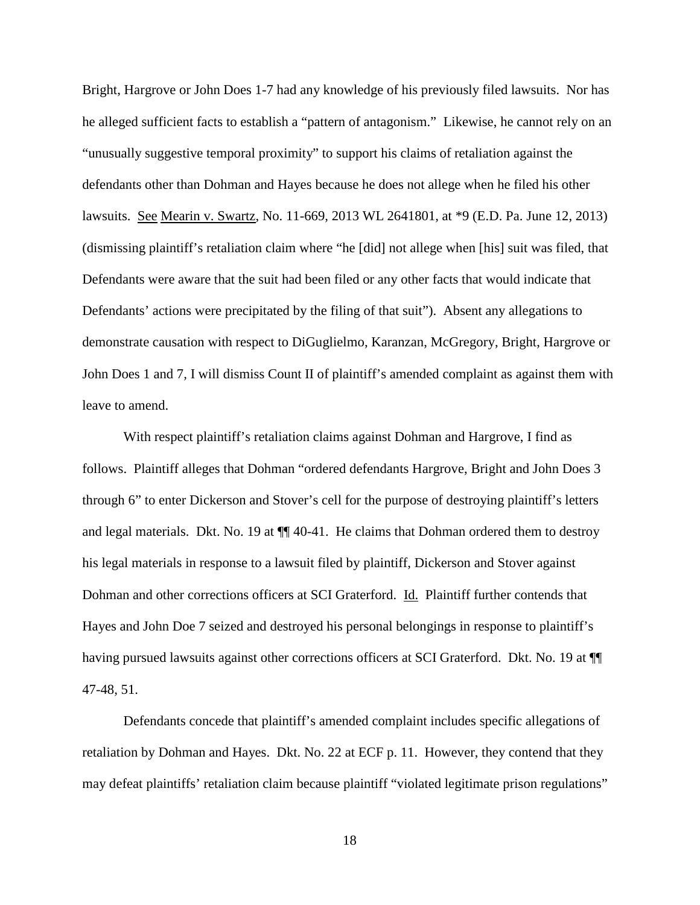Bright, Hargrove or John Does 1-7 had any knowledge of his previously filed lawsuits. Nor has he alleged sufficient facts to establish a "pattern of antagonism." Likewise, he cannot rely on an "unusually suggestive temporal proximity" to support his claims of retaliation against the defendants other than Dohman and Hayes because he does not allege when he filed his other lawsuits. See Mearin v. Swartz, No. 11-669, 2013 WL 2641801, at *9 (E.D. Pa. June 12, 2013) (dismissing plaintiff's retaliation claim where "he [did] not allege when [his] suit was filed, that Defendants were aware that the suit had been filed or any other facts that would indicate that Defendants' actions were precipitated by the filing of that suit"). Absent any allegations to demonstrate causation with respect to DiGuglielmo, Karanzan, McGregory, Bright, Hargrove or John Does 1 and 7, I will dismiss Count II of plaintiff's amended complaint as against them with leave to amend.

With respect plaintiff's retaliation claims against Dohman and Hargrove, I find as follows. Plaintiff alleges that Dohman "ordered defendants Hargrove, Bright and John Does 3 through 6" to enter Dickerson and Stover's cell for the purpose of destroying plaintiff's letters and legal materials. Dkt. No. 19 at ¶¶ 40-41. He claims that Dohman ordered them to destroy his legal materials in response to a lawsuit filed by plaintiff, Dickerson and Stover against Dohman and other corrections officers at SCI Graterford. Id. Plaintiff further contends that Hayes and John Doe 7 seized and destroyed his personal belongings in response to plaintiff's having pursued lawsuits against other corrections officers at SCI Graterford. Dkt. No. 19 at ¶¶ 47-48, 51.

Defendants concede that plaintiff's amended complaint includes specific allegations of retaliation by Dohman and Hayes. Dkt. No. 22 at ECF p. 11. However, they contend that they may defeat plaintiffs' retaliation claim because plaintiff "violated legitimate prison regulations"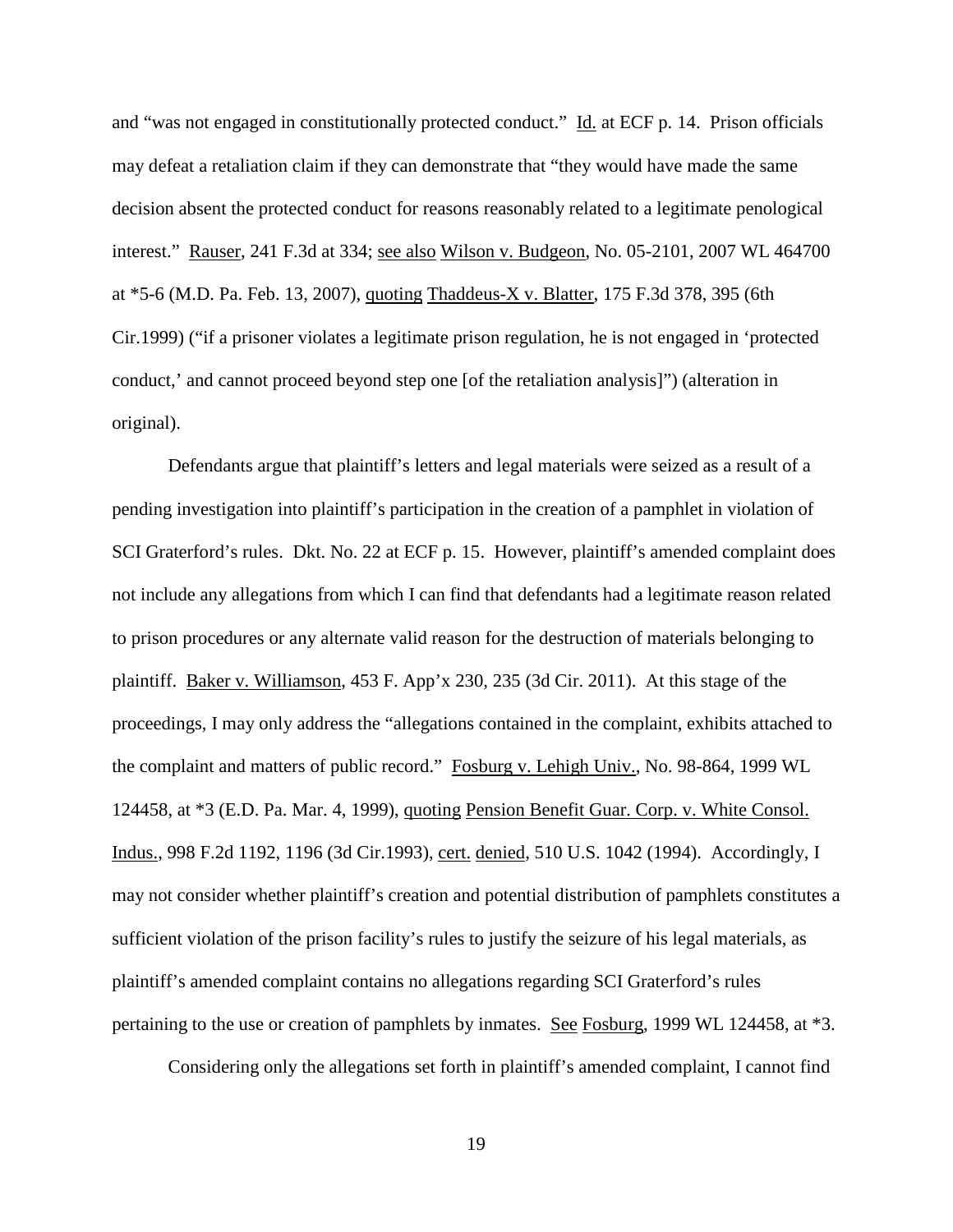and "was not engaged in constitutionally protected conduct." Id. at ECF p. 14. Prison officials may defeat a retaliation claim if they can demonstrate that "they would have made the same decision absent the protected conduct for reasons reasonably related to a legitimate penological interest." Rauser, 241 F.3d at 334; see also Wilson v. Budgeon, No. 05-2101, 2007 WL 464700 at *5-6 (M.D. Pa. Feb. 13, 2007), quoting Thaddeus-X v. Blatter, 175 F.3d 378, 395 (6th Cir.1999) ("if a prisoner violates a legitimate prison regulation, he is not engaged in 'protected conduct,' and cannot proceed beyond step one [of the retaliation analysis]") (alteration in original).

Defendants argue that plaintiff's letters and legal materials were seized as a result of a pending investigation into plaintiff's participation in the creation of a pamphlet in violation of SCI Graterford's rules. Dkt. No. 22 at ECF p. 15. However, plaintiff's amended complaint does not include any allegations from which I can find that defendants had a legitimate reason related to prison procedures or any alternate valid reason for the destruction of materials belonging to plaintiff. Baker v. Williamson, 453 F. App'x 230, 235 (3d Cir. 2011). At this stage of the proceedings, I may only address the "allegations contained in the complaint, exhibits attached to the complaint and matters of public record." Fosburg v. Lehigh Univ., No. 98-864, 1999 WL 124458, at *3 (E.D. Pa. Mar. 4, 1999), quoting Pension Benefit Guar. Corp. v. White Consol. Indus., 998 F.2d 1192, 1196 (3d Cir.1993), cert. denied, 510 U.S. 1042 (1994). Accordingly, I may not consider whether plaintiff's creation and potential distribution of pamphlets constitutes a sufficient violation of the prison facility's rules to justify the seizure of his legal materials, as plaintiff's amended complaint contains no allegations regarding SCI Graterford's rules pertaining to the use or creation of pamphlets by inmates. See Fosburg, 1999 WL 124458, at *3.

Considering only the allegations set forth in plaintiff's amended complaint, I cannot find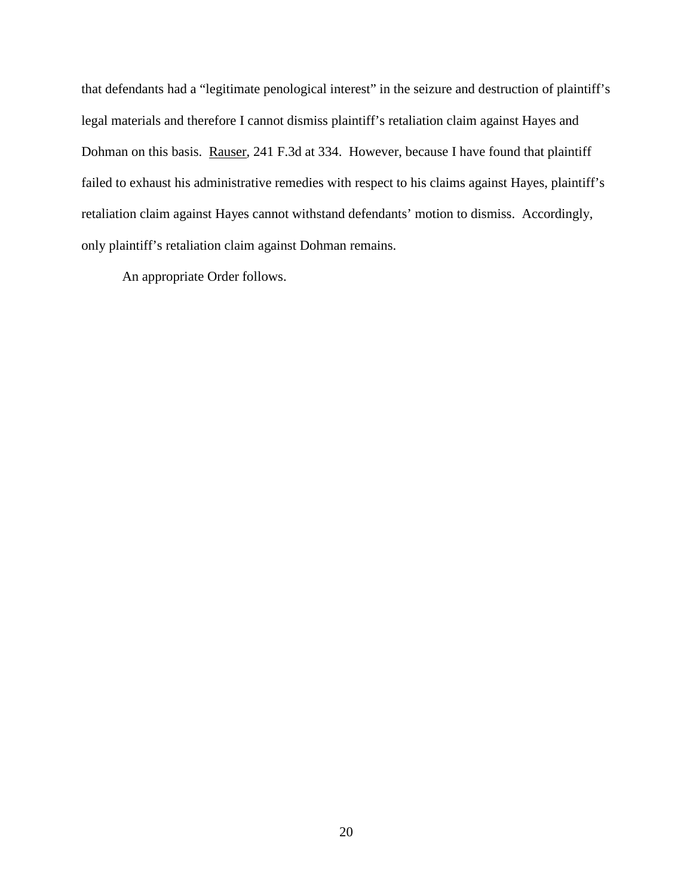that defendants had a "legitimate penological interest" in the seizure and destruction of plaintiff's legal materials and therefore I cannot dismiss plaintiff's retaliation claim against Hayes and Dohman on this basis. Rauser, 241 F.3d at 334. However, because I have found that plaintiff failed to exhaust his administrative remedies with respect to his claims against Hayes, plaintiff's retaliation claim against Hayes cannot withstand defendants' motion to dismiss. Accordingly, only plaintiff's retaliation claim against Dohman remains.

An appropriate Order follows.